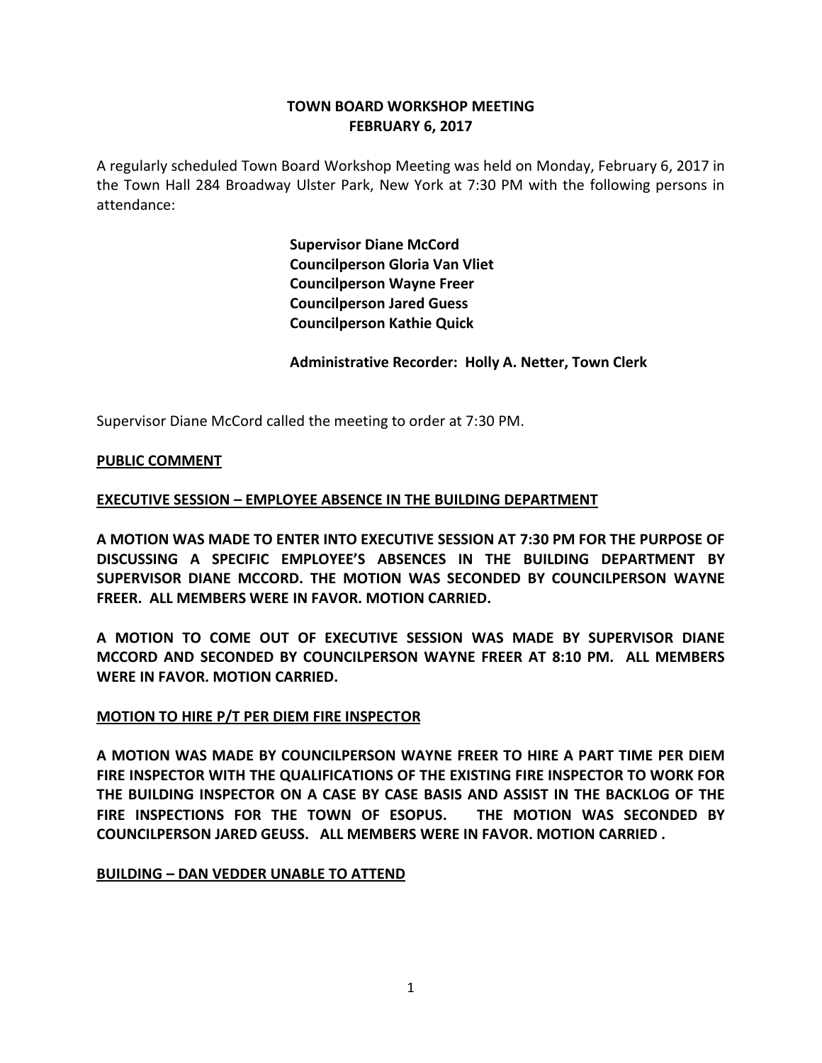**TOWN BOARD WORKSHOP MEETING**
**FEBRUARY 6, 2017**

A regularly scheduled Town Board Workshop Meeting was held on Monday, February 6, 2017 in the Town Hall 284 Broadway Ulster Park, New York at 7:30 PM with the following persons in attendance:

**Supervisor Diane McCord**
**Councilperson Gloria Van Vliet**
**Councilperson Wayne Freer**
**Councilperson Jared Guess**
**Councilperson Kathie Quick**

**Administrative Recorder: Holly A. Netter, Town Clerk**

Supervisor Diane McCord called the meeting to order at 7:30 PM.

**PUBLIC COMMENT**

**EXECUTIVE SESSION – EMPLOYEE ABSENCE IN THE BUILDING DEPARTMENT**

**A MOTION WAS MADE TO ENTER INTO EXECUTIVE SESSION AT 7:30 PM FOR THE PURPOSE OF DISCUSSING A SPECIFIC EMPLOYEE'S ABSENCES IN THE BUILDING DEPARTMENT BY SUPERVISOR DIANE MCCORD. THE MOTION WAS SECONDED BY COUNCILPERSON WAYNE FREER. ALL MEMBERS WERE IN FAVOR. MOTION CARRIED.**

**A MOTION TO COME OUT OF EXECUTIVE SESSION WAS MADE BY SUPERVISOR DIANE MCCORD AND SECONDED BY COUNCILPERSON WAYNE FREER AT 8:10 PM. ALL MEMBERS WERE IN FAVOR. MOTION CARRIED.**

**MOTION TO HIRE P/T PER DIEM FIRE INSPECTOR**

**A MOTION WAS MADE BY COUNCILPERSON WAYNE FREER TO HIRE A PART TIME PER DIEM FIRE INSPECTOR WITH THE QUALIFICATIONS OF THE EXISTING FIRE INSPECTOR TO WORK FOR THE BUILDING INSPECTOR ON A CASE BY CASE BASIS AND ASSIST IN THE BACKLOG OF THE FIRE INSPECTIONS FOR THE TOWN OF ESOPUS. THE MOTION WAS SECONDED BY COUNCILPERSON JARED GEUSS. ALL MEMBERS WERE IN FAVOR. MOTION CARRIED .**

**BUILDING – DAN VEDDER UNABLE TO ATTEND**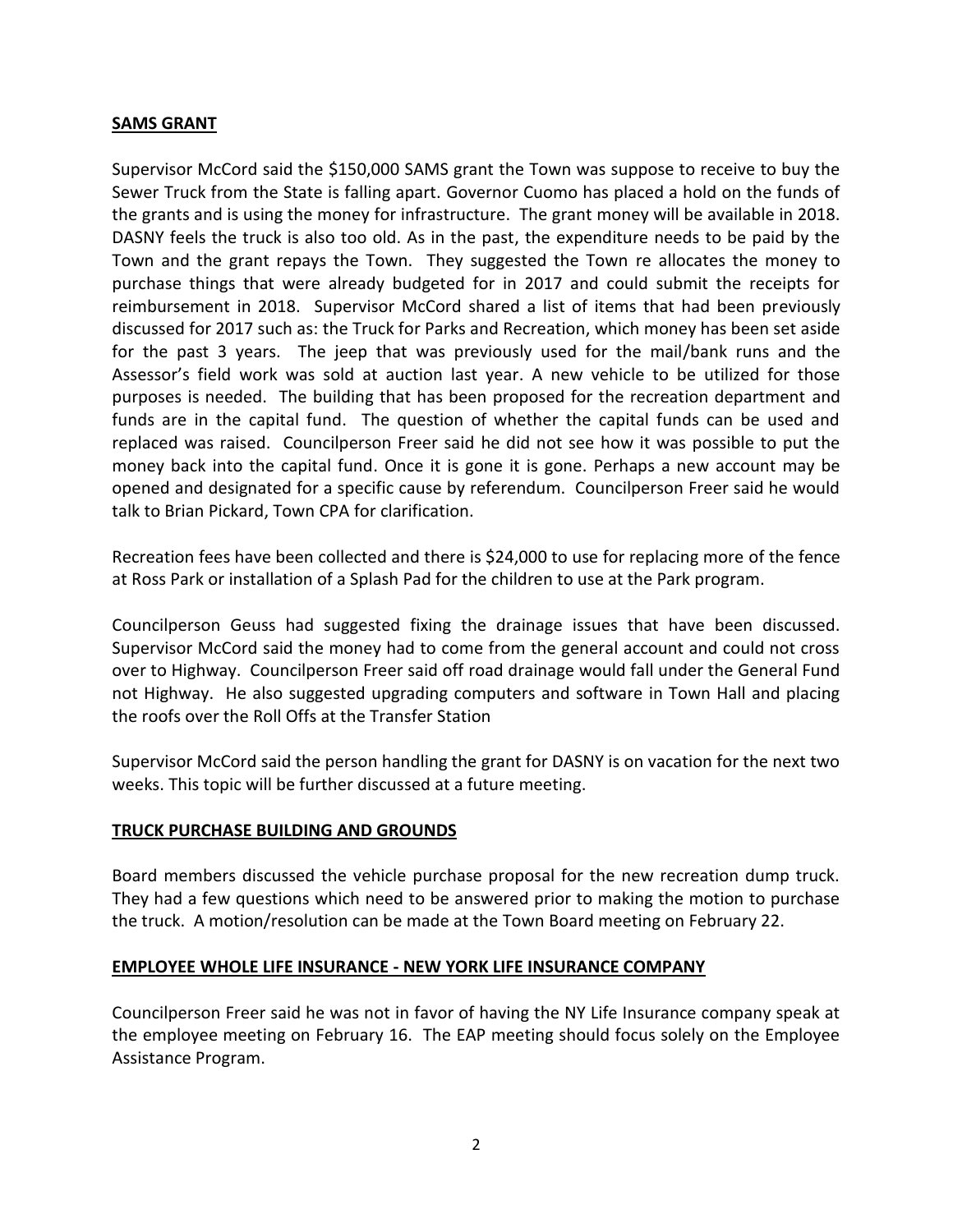**SAMS GRANT**

Supervisor McCord said the $150,000 SAMS grant the Town was suppose to receive to buy the Sewer Truck from the State is falling apart. Governor Cuomo has placed a hold on the funds of the grants and is using the money for infrastructure. The grant money will be available in 2018. DASNY feels the truck is also too old. As in the past, the expenditure needs to be paid by the Town and the grant repays the Town. They suggested the Town re allocates the money to purchase things that were already budgeted for in 2017 and could submit the receipts for reimbursement in 2018. Supervisor McCord shared a list of items that had been previously discussed for 2017 such as: the Truck for Parks and Recreation, which money has been set aside for the past 3 years. The jeep that was previously used for the mail/bank runs and the Assessor's field work was sold at auction last year. A new vehicle to be utilized for those purposes is needed. The building that has been proposed for the recreation department and funds are in the capital fund. The question of whether the capital funds can be used and replaced was raised. Councilperson Freer said he did not see how it was possible to put the money back into the capital fund. Once it is gone it is gone. Perhaps a new account may be opened and designated for a specific cause by referendum. Councilperson Freer said he would talk to Brian Pickard, Town CPA for clarification.

Recreation fees have been collected and there is $24,000 to use for replacing more of the fence at Ross Park or installation of a Splash Pad for the children to use at the Park program.

Councilperson Geuss had suggested fixing the drainage issues that have been discussed. Supervisor McCord said the money had to come from the general account and could not cross over to Highway. Councilperson Freer said off road drainage would fall under the General Fund not Highway. He also suggested upgrading computers and software in Town Hall and placing the roofs over the Roll Offs at the Transfer Station

Supervisor McCord said the person handling the grant for DASNY is on vacation for the next two weeks. This topic will be further discussed at a future meeting.

**TRUCK PURCHASE BUILDING AND GROUNDS**

Board members discussed the vehicle purchase proposal for the new recreation dump truck. They had a few questions which need to be answered prior to making the motion to purchase the truck. A motion/resolution can be made at the Town Board meeting on February 22.

**EMPLOYEE WHOLE LIFE INSURANCE - NEW YORK LIFE INSURANCE COMPANY**

Councilperson Freer said he was not in favor of having the NY Life Insurance company speak at the employee meeting on February 16. The EAP meeting should focus solely on the Employee Assistance Program.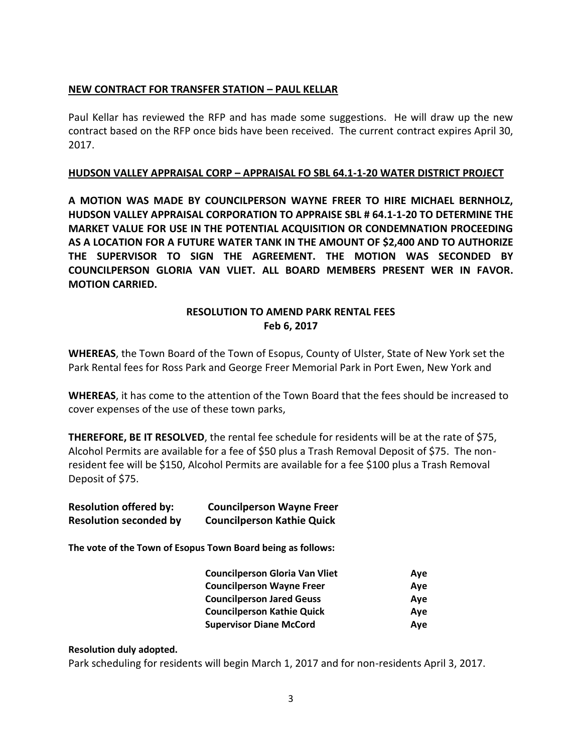**NEW CONTRACT FOR TRANSFER STATION – PAUL KELLAR**

Paul Kellar has reviewed the RFP and has made some suggestions. He will draw up the new contract based on the RFP once bids have been received. The current contract expires April 30, 2017.

**HUDSON VALLEY APPRAISAL CORP – APPRAISAL FO SBL 64.1-1-20 WATER DISTRICT PROJECT**

**A MOTION WAS MADE BY COUNCILPERSON WAYNE FREER TO HIRE MICHAEL BERNHOLZ, HUDSON VALLEY APPRAISAL CORPORATION TO APPRAISE SBL # 64.1-1-20 TO DETERMINE THE MARKET VALUE FOR USE IN THE POTENTIAL ACQUISITION OR CONDEMNATION PROCEEDING AS A LOCATION FOR A FUTURE WATER TANK IN THE AMOUNT OF $2,400 AND TO AUTHORIZE THE SUPERVISOR TO SIGN THE AGREEMENT. THE MOTION WAS SECONDED BY COUNCILPERSON GLORIA VAN VLIET. ALL BOARD MEMBERS PRESENT WER IN FAVOR. MOTION CARRIED.**

**RESOLUTION TO AMEND PARK RENTAL FEES**
**Feb 6, 2017**

**WHEREAS**, the Town Board of the Town of Esopus, County of Ulster, State of New York set the Park Rental fees for Ross Park and George Freer Memorial Park in Port Ewen, New York and

**WHEREAS**, it has come to the attention of the Town Board that the fees should be increased to cover expenses of the use of these town parks,

**THEREFORE, BE IT RESOLVED**, the rental fee schedule for residents will be at the rate of $75, Alcohol Permits are available for a fee of $50 plus a Trash Removal Deposit of $75. The non-resident fee will be $150, Alcohol Permits are available for a fee $100 plus a Trash Removal Deposit of $75.

**Resolution offered by:** **Councilperson Wayne Freer**
**Resolution seconded by** **Councilperson Kathie Quick**

**The vote of the Town of Esopus Town Board being as follows:**

| | |
|---|---|
| **Councilperson Gloria Van Vliet** | **Aye** |
| **Councilperson Wayne Freer** | **Aye** |
| **Councilperson Jared Geuss** | **Aye** |
| **Councilperson Kathie Quick** | **Aye** |
| **Supervisor Diane McCord** | **Aye** |

**Resolution duly adopted.**

Park scheduling for residents will begin March 1, 2017 and for non-residents April 3, 2017.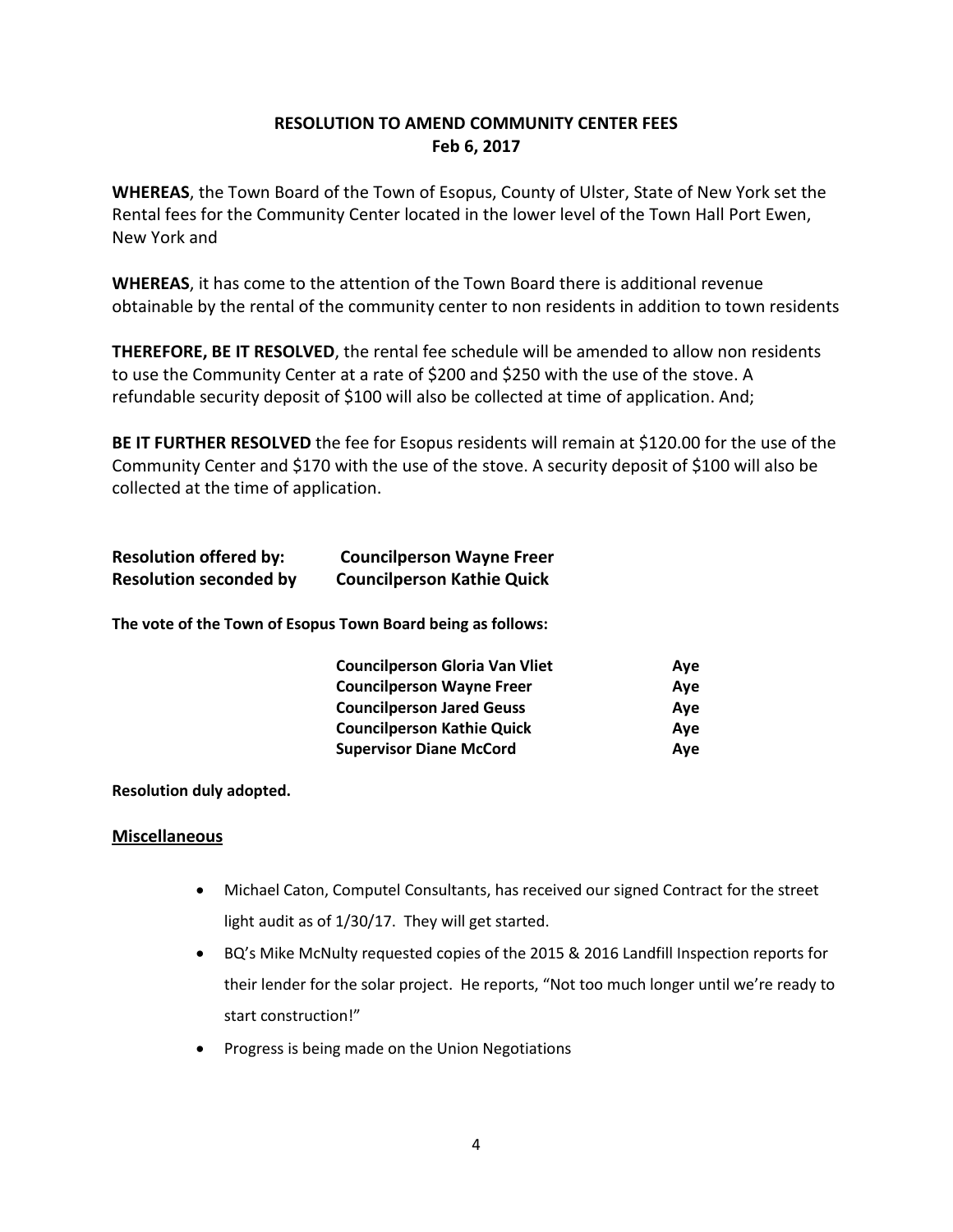## RESOLUTION TO AMEND COMMUNITY CENTER FEES
## Feb 6, 2017

**WHEREAS**, the Town Board of the Town of Esopus, County of Ulster, State of New York set the Rental fees for the Community Center located in the lower level of the Town Hall Port Ewen, New York and

**WHEREAS**, it has come to the attention of the Town Board there is additional revenue obtainable by the rental of the community center to non residents in addition to town residents

**THEREFORE, BE IT RESOLVED**, the rental fee schedule will be amended to allow non residents to use the Community Center at a rate of $200 and $250 with the use of the stove. A refundable security deposit of $100 will also be collected at time of application. And;

**BE IT FURTHER RESOLVED** the fee for Esopus residents will remain at $120.00 for the use of the Community Center and $170 with the use of the stove. A security deposit of $100 will also be collected at the time of application.

**Resolution offered by: Councilperson Wayne Freer**
**Resolution seconded by Councilperson Kathie Quick**

**The vote of the Town of Esopus Town Board being as follows:**

| | |
|---|---|
| **Councilperson Gloria Van Vliet** | **Aye** |
| **Councilperson Wayne Freer** | **Aye** |
| **Councilperson Jared Geuss** | **Aye** |
| **Councilperson Kathie Quick** | **Aye** |
| **Supervisor Diane McCord** | **Aye** |

**Resolution duly adopted.**

## Miscellaneous

- Michael Caton, Computel Consultants, has received our signed Contract for the street light audit as of 1/30/17. They will get started.
- BQ's Mike McNulty requested copies of the 2015 & 2016 Landfill Inspection reports for their lender for the solar project. He reports, "Not too much longer until we're ready to start construction!"
- Progress is being made on the Union Negotiations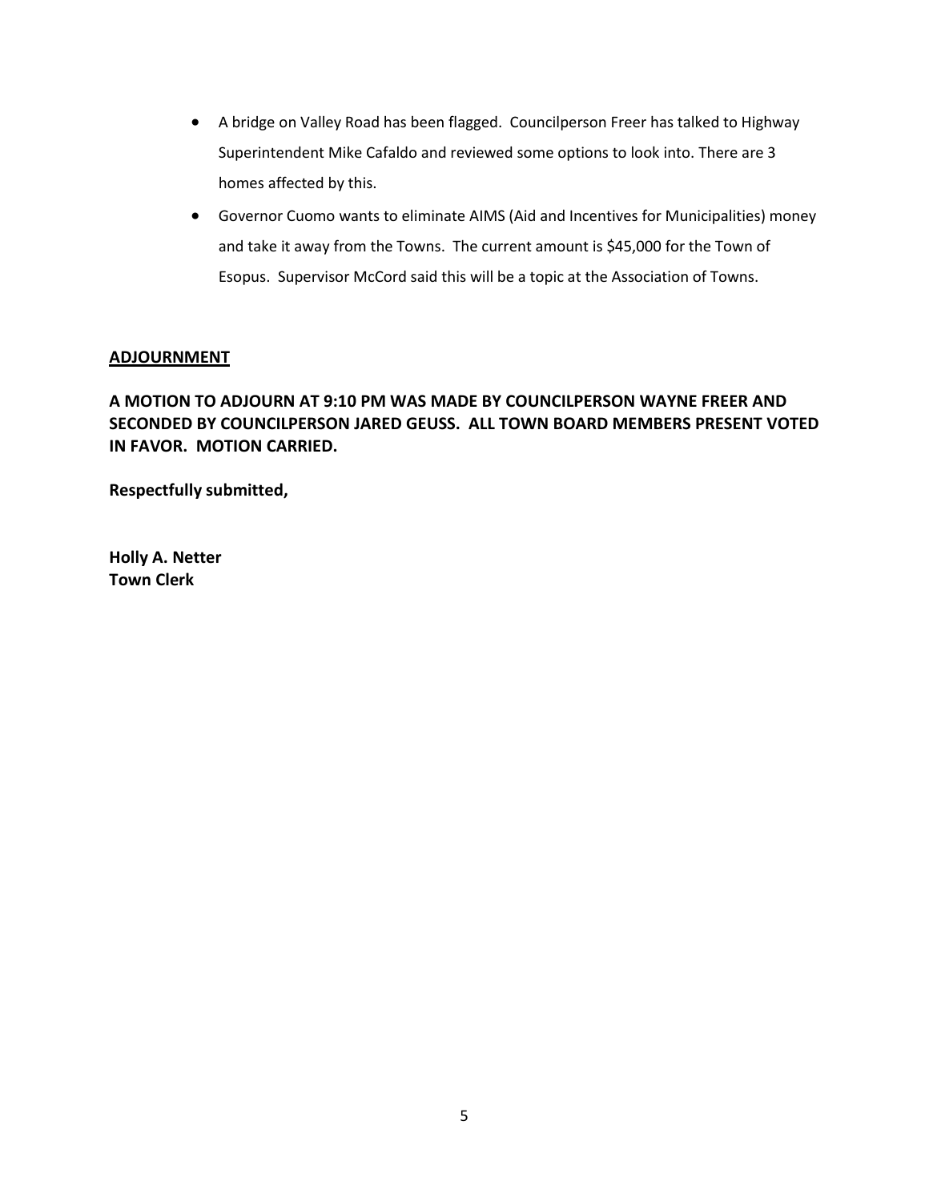- A bridge on Valley Road has been flagged. Councilperson Freer has talked to Highway Superintendent Mike Cafaldo and reviewed some options to look into. There are 3 homes affected by this.
- Governor Cuomo wants to eliminate AIMS (Aid and Incentives for Municipalities) money and take it away from the Towns. The current amount is $45,000 for the Town of Esopus. Supervisor McCord said this will be a topic at the Association of Towns.

**ADJOURNMENT**

**A MOTION TO ADJOURN AT 9:10 PM WAS MADE BY COUNCILPERSON WAYNE FREER AND SECONDED BY COUNCILPERSON JARED GEUSS. ALL TOWN BOARD MEMBERS PRESENT VOTED IN FAVOR. MOTION CARRIED.**

**Respectfully submitted,**

**Holly A. Netter**
**Town Clerk**